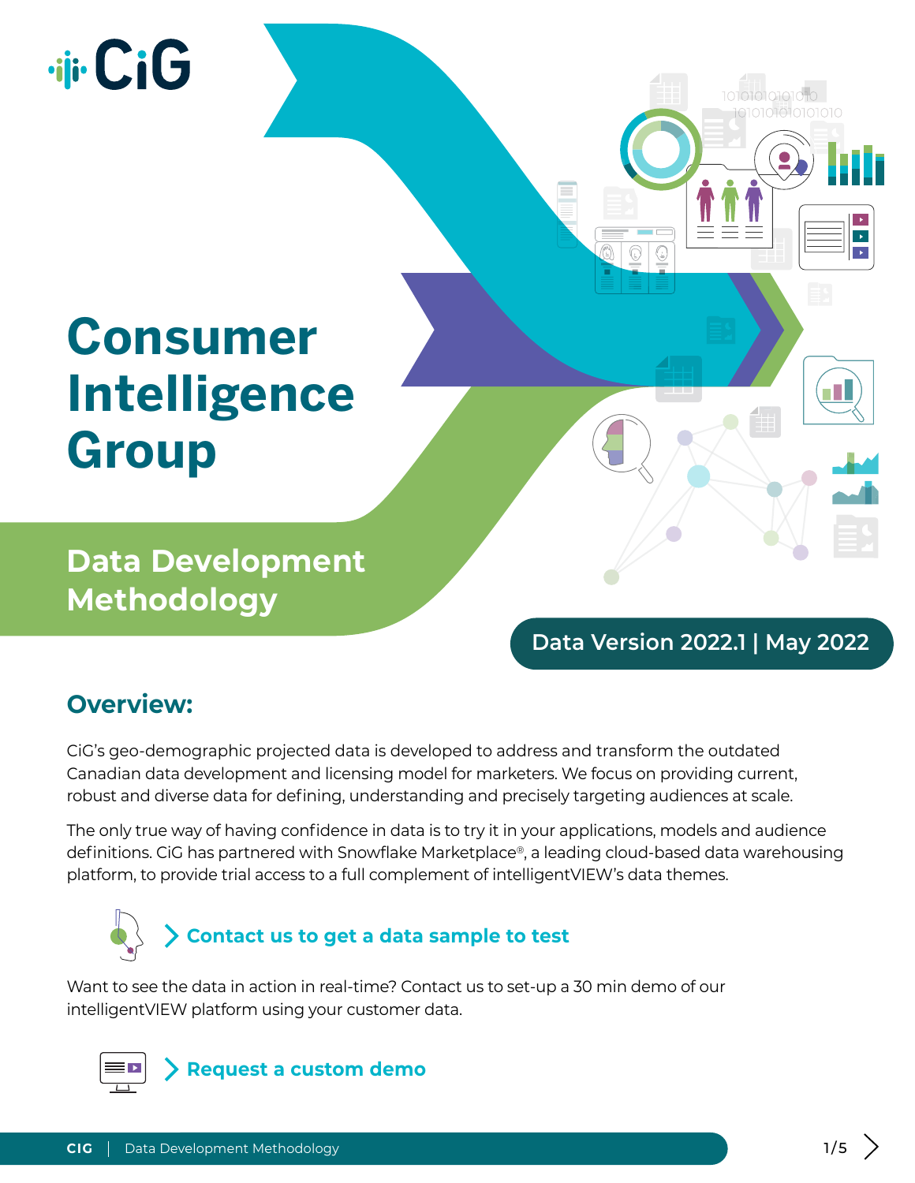CiG

# Consumer Intelligence Group

## Data Development Methodology

Data Version 2022.1 | May 2022

## Overview:

CiG's geo-demographic projected data is developed to address and transform the outdated Canadian data development and licensing model for marketers. We focus on providing current, robust and diverse data for defining, understanding and precisely targeting audiences at scale.

The only true way of having confidence in data is to try it in your applications, models and audience definitions. CiG has partnered with Snowflake Marketplace®, a leading cloud-based data warehousing platform, to provide trial access to a full complement of intelligentVIEW's data themes.

**> Contact us to get a data sample to test**

Want to see the data in action in real-time? Contact us to set-up a 30 min demo of our intelligentVIEW platform using your customer data.

**> Request a custom demo**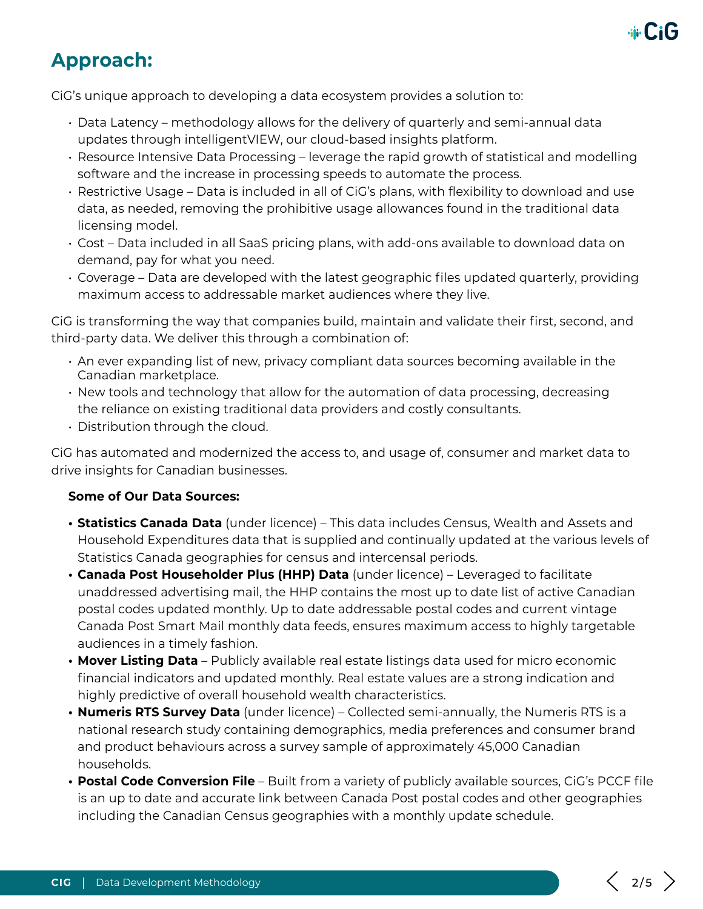# Approach:

CiG's unique approach to developing a data ecosystem provides a solution to:

- Data Latency – methodology allows for the delivery of quarterly and semi-annual data updates through intelligentVIEW, our cloud-based insights platform.
- Resource Intensive Data Processing – leverage the rapid growth of statistical and modelling software and the increase in processing speeds to automate the process.
- Restrictive Usage – Data is included in all of CiG's plans, with flexibility to download and use data, as needed, removing the prohibitive usage allowances found in the traditional data licensing model.
- Cost – Data included in all SaaS pricing plans, with add-ons available to download data on demand, pay for what you need.
- Coverage – Data are developed with the latest geographic files updated quarterly, providing maximum access to addressable market audiences where they live.

CiG is transforming the way that companies build, maintain and validate their first, second, and third-party data. We deliver this through a combination of:

- An ever expanding list of new, privacy compliant data sources becoming available in the Canadian marketplace.
- New tools and technology that allow for the automation of data processing, decreasing the reliance on existing traditional data providers and costly consultants.
- Distribution through the cloud.

CiG has automated and modernized the access to, and usage of, consumer and market data to drive insights for Canadian businesses.

**Some of Our Data Sources:**

- **Statistics Canada Data** (under licence) – This data includes Census, Wealth and Assets and Household Expenditures data that is supplied and continually updated at the various levels of Statistics Canada geographies for census and intercensal periods.
- **Canada Post Householder Plus (HHP) Data** (under licence) – Leveraged to facilitate unaddressed advertising mail, the HHP contains the most up to date list of active Canadian postal codes updated monthly. Up to date addressable postal codes and current vintage Canada Post Smart Mail monthly data feeds, ensures maximum access to highly targetable audiences in a timely fashion.
- **Mover Listing Data** – Publicly available real estate listings data used for micro economic financial indicators and updated monthly. Real estate values are a strong indication and highly predictive of overall household wealth characteristics.
- **Numeris RTS Survey Data** (under licence) – Collected semi-annually, the Numeris RTS is a national research study containing demographics, media preferences and consumer brand and product behaviours across a survey sample of approximately 45,000 Canadian households.
- **Postal Code Conversion File** – Built from a variety of publicly available sources, CiG's PCCF file is an up to date and accurate link between Canada Post postal codes and other geographies including the Canadian Census geographies with a monthly update schedule.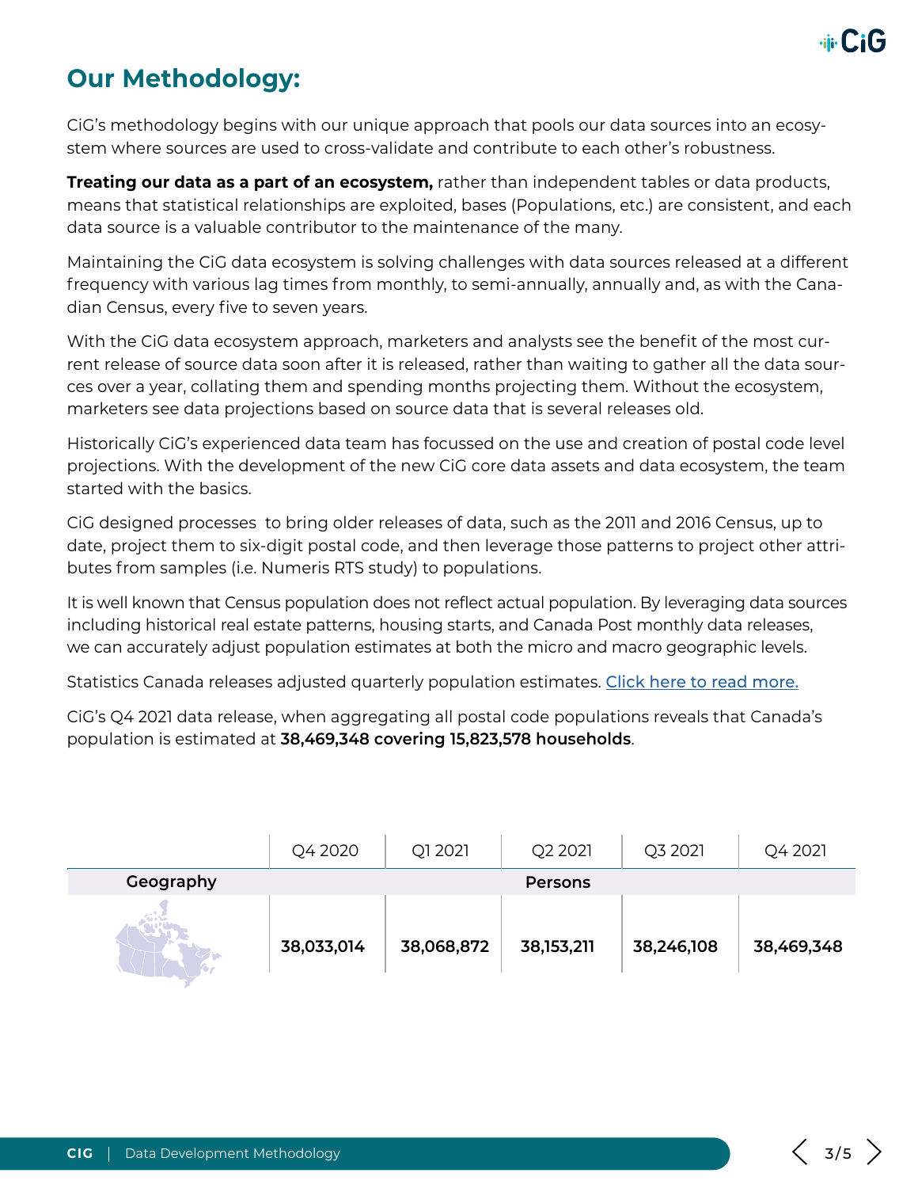## Our Methodology:

CiG's methodology begins with our unique approach that pools our data sources into an ecosystem where sources are used to cross-validate and contribute to each other's robustness.

**Treating our data as a part of an ecosystem,** rather than independent tables or data products, means that statistical relationships are exploited, bases (Populations, etc.) are consistent, and each data source is a valuable contributor to the maintenance of the many.

Maintaining the CiG data ecosystem is solving challenges with data sources released at a different frequency with various lag times from monthly, to semi-annually, annually and, as with the Canadian Census, every five to seven years.

With the CiG data ecosystem approach, marketers and analysts see the benefit of the most current release of source data soon after it is released, rather than waiting to gather all the data sources over a year, collating them and spending months projecting them. Without the ecosystem, marketers see data projections based on source data that is several releases old.

Historically CiG's experienced data team has focussed on the use and creation of postal code level projections. With the development of the new CiG core data assets and data ecosystem, the team started with the basics.

CiG designed processes to bring older releases of data, such as the 2011 and 2016 Census, up to date, project them to six-digit postal code, and then leverage those patterns to project other attributes from samples (i.e. Numeris RTS study) to populations.

It is well known that Census population does not reflect actual population. By leveraging data sources including historical real estate patterns, housing starts, and Canada Post monthly data releases, we can accurately adjust population estimates at both the micro and macro geographic levels.

Statistics Canada releases adjusted quarterly population estimates. Click here to read more.

CiG's Q4 2021 data release, when aggregating all postal code populations reveals that Canada's population is estimated at **38,469,348 covering 15,823,578 households**.

| | Q4 2020 | Q1 2021 | Q2 2021 | Q3 2021 | Q4 2021 |
|---|---|---|---|---|---|
| **Geography** | **Persons** | | | | |
| Canada | **38,033,014** | **38,068,872** | **38,153,211** | **38,246,108** | **38,469,348** |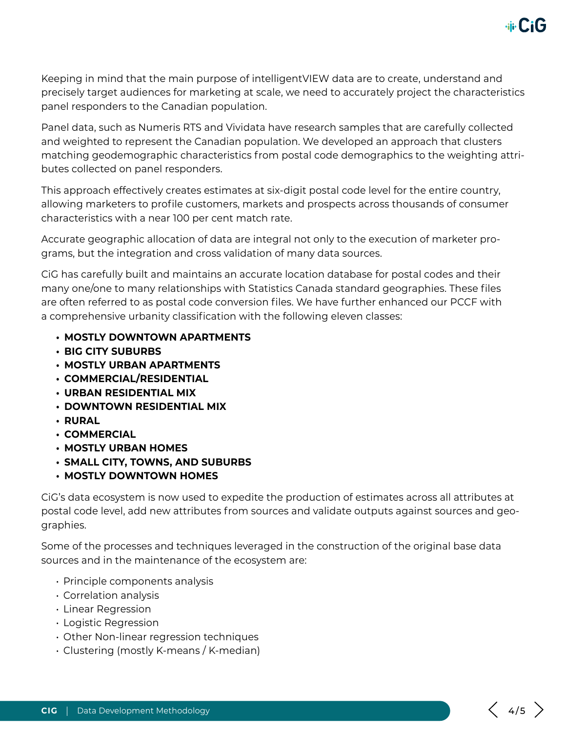Keeping in mind that the main purpose of intelligentVIEW data are to create, understand and precisely target audiences for marketing at scale, we need to accurately project the characteristics panel responders to the Canadian population.

Panel data, such as Numeris RTS and Vividata have research samples that are carefully collected and weighted to represent the Canadian population. We developed an approach that clusters matching geodemographic characteristics from postal code demographics to the weighting attributes collected on panel responders.

This approach effectively creates estimates at six-digit postal code level for the entire country, allowing marketers to profile customers, markets and prospects across thousands of consumer characteristics with a near 100 per cent match rate.

Accurate geographic allocation of data are integral not only to the execution of marketer programs, but the integration and cross validation of many data sources.

CiG has carefully built and maintains an accurate location database for postal codes and their many one/one to many relationships with Statistics Canada standard geographies. These files are often referred to as postal code conversion files. We have further enhanced our PCCF with a comprehensive urbanity classification with the following eleven classes:

- **MOSTLY DOWNTOWN APARTMENTS**
- **BIG CITY SUBURBS**
- **MOSTLY URBAN APARTMENTS**
- **COMMERCIAL/RESIDENTIAL**
- **URBAN RESIDENTIAL MIX**
- **DOWNTOWN RESIDENTIAL MIX**
- **RURAL**
- **COMMERCIAL**
- **MOSTLY URBAN HOMES**
- **SMALL CITY, TOWNS, AND SUBURBS**
- **MOSTLY DOWNTOWN HOMES**

CiG's data ecosystem is now used to expedite the production of estimates across all attributes at postal code level, add new attributes from sources and validate outputs against sources and geographies.

Some of the processes and techniques leveraged in the construction of the original base data sources and in the maintenance of the ecosystem are:

- Principle components analysis
- Correlation analysis
- Linear Regression
- Logistic Regression
- Other Non-linear regression techniques
- Clustering (mostly K-means / K-median)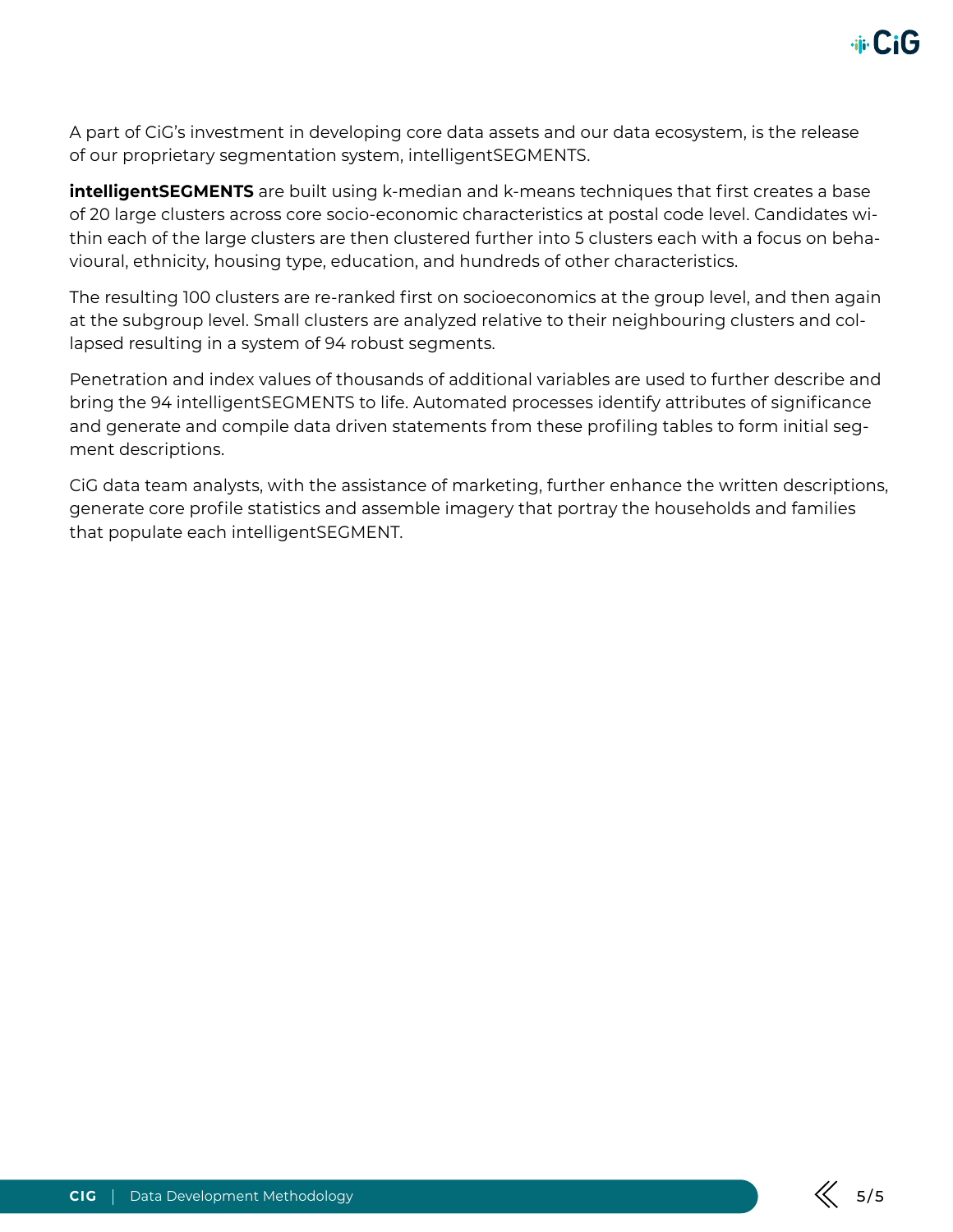A part of CiG's investment in developing core data assets and our data ecosystem, is the release of our proprietary segmentation system, intelligentSEGMENTS.

**intelligentSEGMENTS** are built using k-median and k-means techniques that first creates a base of 20 large clusters across core socio-economic characteristics at postal code level. Candidates within each of the large clusters are then clustered further into 5 clusters each with a focus on behavioural, ethnicity, housing type, education, and hundreds of other characteristics.

The resulting 100 clusters are re-ranked first on socioeconomics at the group level, and then again at the subgroup level. Small clusters are analyzed relative to their neighbouring clusters and collapsed resulting in a system of 94 robust segments.

Penetration and index values of thousands of additional variables are used to further describe and bring the 94 intelligentSEGMENTS to life. Automated processes identify attributes of significance and generate and compile data driven statements from these profiling tables to form initial segment descriptions.

CiG data team analysts, with the assistance of marketing, further enhance the written descriptions, generate core profile statistics and assemble imagery that portray the households and families that populate each intelligentSEGMENT.